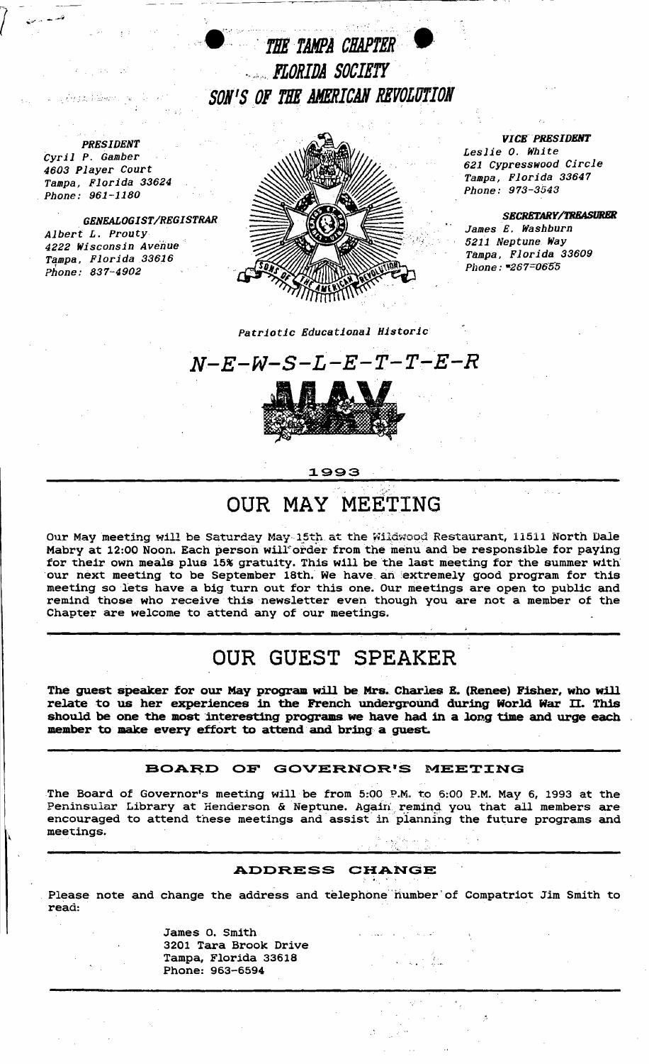# THE TAMPA CHAPTER
# FLORIDA SOCIETY
# SON'S OF THE AMERICAN REVOLUTION

*PRESIDENT*
*Cyril P. Gamber*
*4603 Player Court*
*Tampa, Florida 33624*
*Phone: 961-1180*

*GENEALOGIST/REGISTRAR*
*Albert L. Prouty*
*4222 Wisconsin Avenue*
*Tampa, Florida 33616*
*Phone: 837-4902*

*VICE PRESIDENT*
*Leslie O. White*
*621 Cypresswood Circle*
*Tampa, Florida 33647*
*Phone: 973-3543*

***SECRETARY/TREASURER***
*James E. Washburn*
*5211 Neptune Way*
*Tampa, Florida 33609*
*Phone: 267-0655*

*Patriotic Educational Historic*

## *N-E-W-S-L-E-T-T-E-R*

# MAY

1993

## OUR MAY MEETING

Our May meeting will be Saturday May 15th at the Wildwood Restaurant, 11511 North Dale Mabry at 12:00 Noon. Each person will order from the menu and be responsible for paying for their own meals plus 15% gratuity. This will be the last meeting for the summer with our next meeting to be September 18th. We have an extremely good program for this meeting so lets have a big turn out for this one. Our meetings are open to public and remind those who receive this newsletter even though you are not a member of the Chapter are welcome to attend any of our meetings.

## OUR GUEST SPEAKER

**The guest speaker for our May program will be Mrs. Charles E. (Renee) Fisher, who will relate to us her experiences in the French underground during World War II. This should be one the most interesting programs we have had in a long time and urge each member to make every effort to attend and bring a guest.**

### BOARD OF GOVERNOR'S MEETING

The Board of Governor's meeting will be from 5:00 P.M. to 6:00 P.M. May 6, 1993 at the Peninsular Library at Henderson & Neptune. Again remind you that all members are encouraged to attend these meetings and assist in planning the future programs and meetings.

### ADDRESS CHANGE

Please note and change the address and telephone number of Compatriot Jim Smith to read:

James O. Smith
3201 Tara Brook Drive
Tampa, Florida 33618
Phone: 963-6594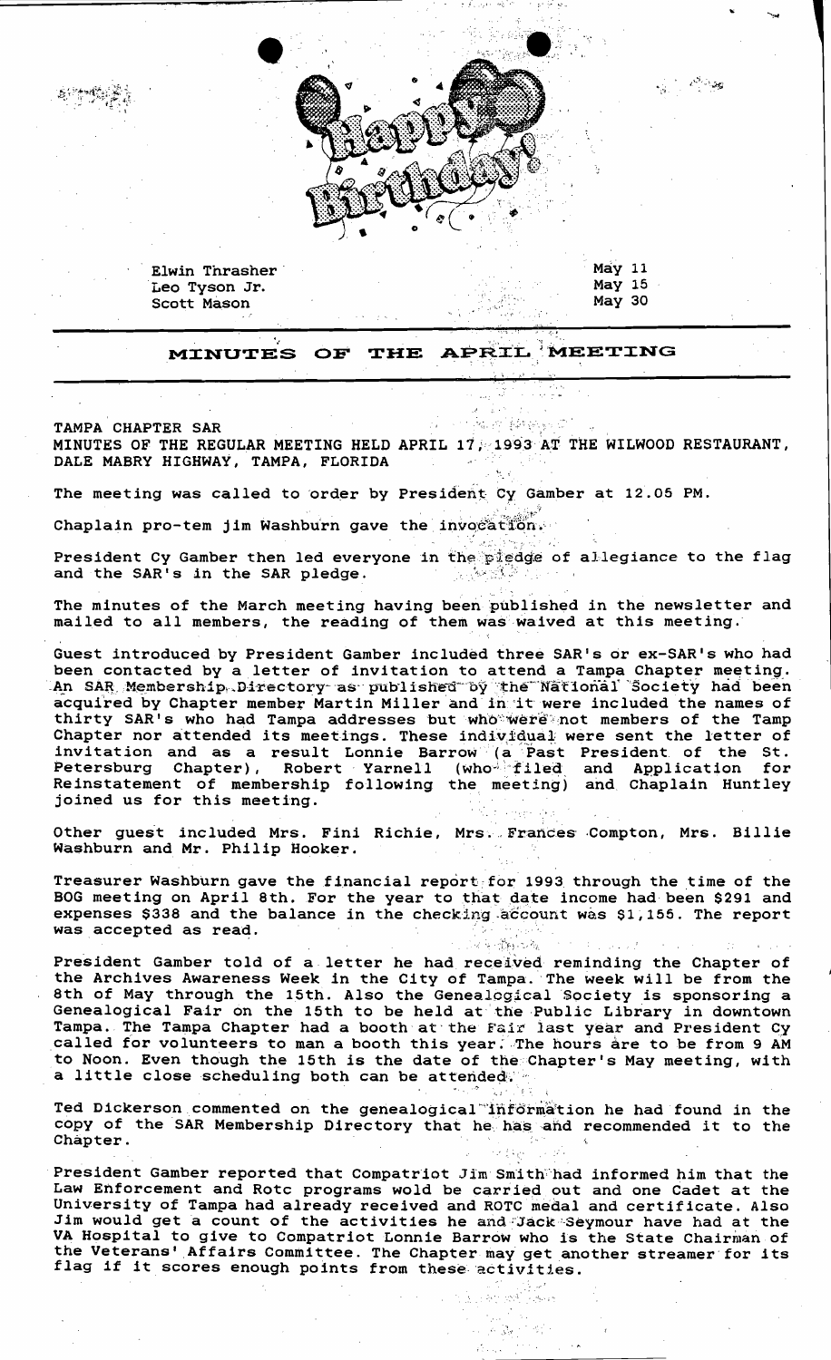Elwin Thrasher May 11
Leo Tyson Jr. May 15
Scott Mason May 30

## MINUTES OF THE APRIL MEETING

TAMPA CHAPTER SAR
MINUTES OF THE REGULAR MEETING HELD APRIL 17, 1993 AT THE WILWOOD RESTAURANT, DALE MABRY HIGHWAY, TAMPA, FLORIDA

The meeting was called to order by President Cy Gamber at 12.05 PM.

Chaplain pro-tem jim Washburn gave the invocation.

President Cy Gamber then led everyone in the pledge of allegiance to the flag and the SAR's in the SAR pledge.

The minutes of the March meeting having been published in the newsletter and mailed to all members, the reading of them was waived at this meeting.

Guest introduced by President Gamber included three SAR's or ex-SAR's who had been contacted by a letter of invitation to attend a Tampa Chapter meeting. An SAR Membership Directory as published by the National Society had been acquired by Chapter member Martin Miller and in it were included the names of thirty SAR's who had Tampa addresses but who were not members of the Tamp Chapter nor attended its meetings. These individual were sent the letter of invitation and as a result Lonnie Barrow (a Past President of the St. Petersburg Chapter), Robert Yarnell (who filed and Application for Reinstatement of membership following the meeting) and Chaplain Huntley joined us for this meeting.

Other guest included Mrs. Fini Richie, Mrs. Frances Compton, Mrs. Billie Washburn and Mr. Philip Hooker.

Treasurer Washburn gave the financial report for 1993 through the time of the BOG meeting on April 8th. For the year to that date income had been $291 and expenses $338 and the balance in the checking account was $1,155. The report was accepted as read.

President Gamber told of a letter he had received reminding the Chapter of the Archives Awareness Week in the City of Tampa. The week will be from the 8th of May through the 15th. Also the Genealogical Society is sponsoring a Genealogical Fair on the 15th to be held at the Public Library in downtown Tampa. The Tampa Chapter had a booth at the Fair last year and President Cy called for volunteers to man a booth this year. The hours are to be from 9 AM to Noon. Even though the 15th is the date of the Chapter's May meeting, with a little close scheduling both can be attended.

Ted Dickerson commented on the genealogical information he had found in the copy of the SAR Membership Directory that he has and recommended it to the Chapter.

President Gamber reported that Compatriot Jim Smith had informed him that the Law Enforcement and Rotc programs wold be carried out and one Cadet at the University of Tampa had already received and ROTC medal and certificate. Also Jim would get a count of the activities he and Jack Seymour have had at the VA Hospital to give to Compatriot Lonnie Barrow who is the State Chairman of the Veterans' Affairs Committee. The Chapter may get another streamer for its flag if it scores enough points from these activities.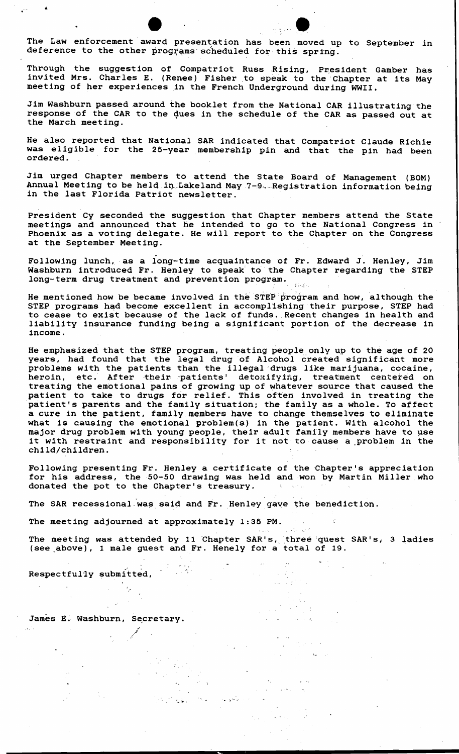The Law enforcement award presentation has been moved up to September in deference to the other programs scheduled for this spring.

Through the suggestion of Compatriot Russ Rising, President Gamber has invited Mrs. Charles E. (Renee) Fisher to speak to the Chapter at its May meeting of her experiences in the French Underground during WWII.

Jim Washburn passed around the booklet from the National CAR illustrating the response of the CAR to the dues in the schedule of the CAR as passed out at the March meeting.

He also reported that National SAR indicated that Compatriot Claude Richie was eligible for the 25-year membership pin and that the pin had been ordered.

Jim urged Chapter members to attend the State Board of Management (BOM) Annual Meeting to be held in Lakeland May 7-9. Registration information being in the last Florida Patriot newsletter.

President Cy seconded the suggestion that Chapter members attend the State meetings and announced that he intended to go to the National Congress in Phoenix as a voting delegate. He will report to the Chapter on the Congress at the September Meeting.

Following lunch, as a long-time acquaintance of Fr. Edward J. Henley, Jim Washburn introduced Fr. Henley to speak to the Chapter regarding the STEP long-term drug treatment and prevention program.

He mentioned how be became involved in the STEP program and how, although the STEP programs had become excellent in accomplishing their purpose, STEP had to cease to exist because of the lack of funds. Recent changes in health and liability insurance funding being a significant portion of the decrease in income.

He emphasized that the STEP program, treating people only up to the age of 20 years, had found that the legal drug of Alcohol created significant more problems with the patients than the illegal drugs like marijuana, cocaine, heroin, etc. After their patients' detoxifying, treatment centered on treating the emotional pains of growing up of whatever source that caused the patient to take to drugs for relief. This often involved in treating the patient's parents and the family situation; the family as a whole. To affect a cure in the patient, family members have to change themselves to eliminate what is causing the emotional problem(s) in the patient. With alcohol the major drug problem with young people, their adult family members have to use it with restraint and responsibility for it not to cause a problem in the child/children.

Following presenting Fr. Henley a certificate of the Chapter's appreciation for his address, the 50-50 drawing was held and won by Martin Miller who donated the pot to the Chapter's treasury.

The SAR recessional was said and Fr. Henley gave the benediction.

The meeting adjourned at approximately 1:35 PM.

The meeting was attended by 11 Chapter SAR's, three quest SAR's, 3 ladies (see above), 1 male guest and Fr. Henely for a total of 19.

Respectfully submitted,

James E. Washburn, Secretary.